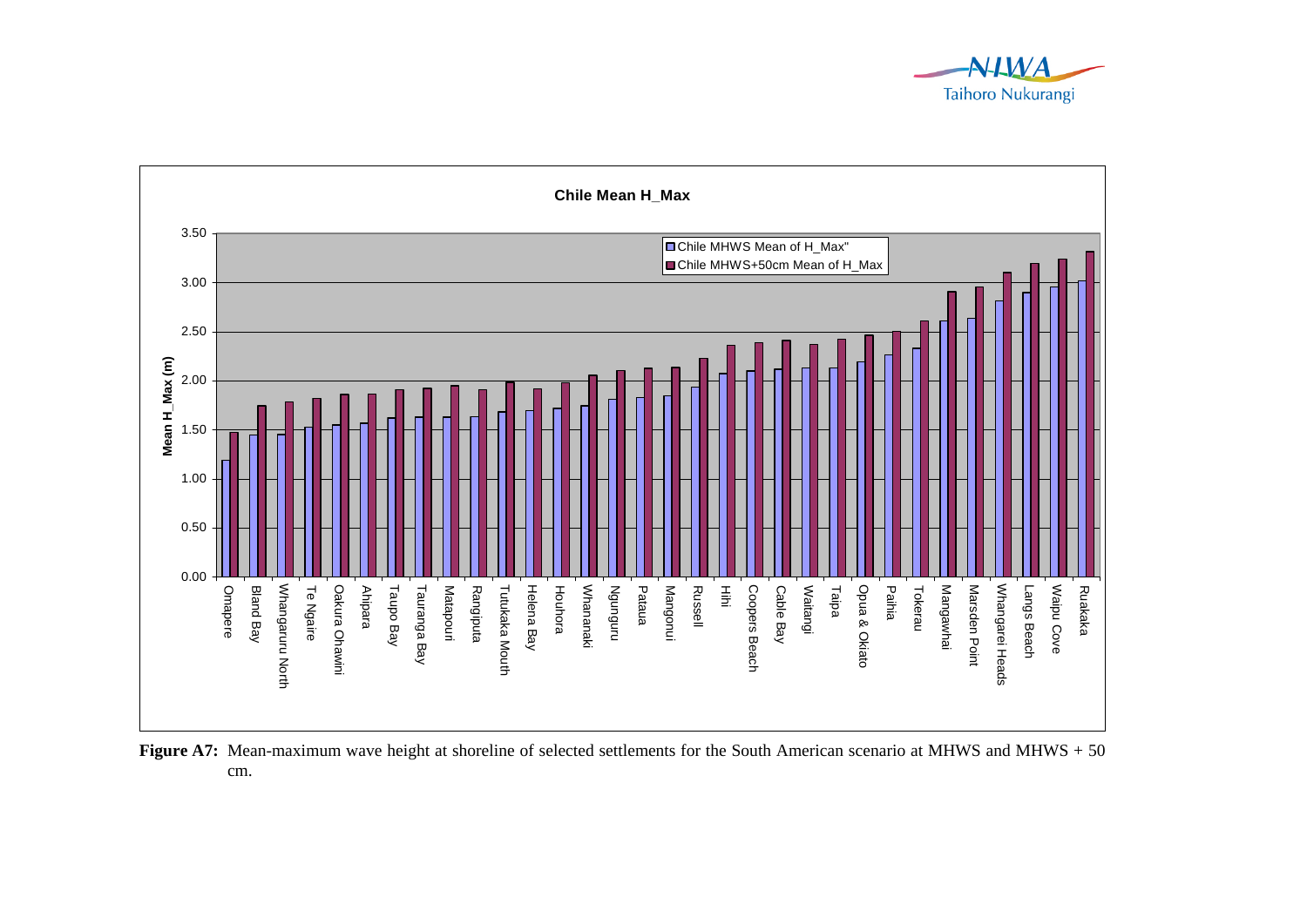**Chile Mean H_Max**

| Settlement | Chile MHWS Mean of H_Max" | Chile MHWS+50cm Mean of H_Max |
|---|---|---|
| Omapere | 1.19 | 1.47 |
| Bland Bay | 1.44 | 1.74 |
| Whangaruru North | 1.45 | 1.78 |
| Te Ngaire | 1.52 | 1.81 |
| Oakura Ohawini | 1.54 | 1.85 |
| Ahipara | 1.56 | 1.86 |
| Taupo Bay | 1.61 | 1.90 |
| Tauranga Bay | 1.62 | 1.92 |
| Matapouri | 1.62 | 1.95 |
| Rangiputa | 1.63 | 1.90 |
| Tutukaka Mouth | 1.68 | 1.98 |
| Helena Bay | 1.69 | 1.91 |
| Houhora | 1.71 | 1.98 |
| Whananaki | 1.74 | 2.05 |
| Ngunguru | 1.81 | 2.10 |
| Pataua | 1.82 | 2.12 |
| Mangonui | 1.84 | 2.13 |
| Russell | 1.93 | 2.22 |
| Hihi | 2.07 | 2.36 |
| Coopers Beach | 2.09 | 2.39 |
| Cable Bay | 2.11 | 2.41 |
| Waitangi | 2.13 | 2.37 |
| Taipa | 2.13 | 2.42 |
| Opua & Okiato | 2.19 | 2.46 |
| Paihia | 2.26 | 2.50 |
| Tokerau | 2.33 | 2.60 |
| Mangawhai | 2.61 | 2.90 |
| Marsden Point | 2.63 | 2.95 |
| Whangarei Heads | 2.81 | 3.10 |
| Langs Beach | 2.89 | 3.19 |
| Waipu Cove | 2.95 | 3.23 |
| Ruakaka | 3.01 | 3.31 |

Y-axis: Mean H_Max (m)

**Figure A7:** Mean-maximum wave height at shoreline of selected settlements for the South American scenario at MHWS and MHWS + 50 cm.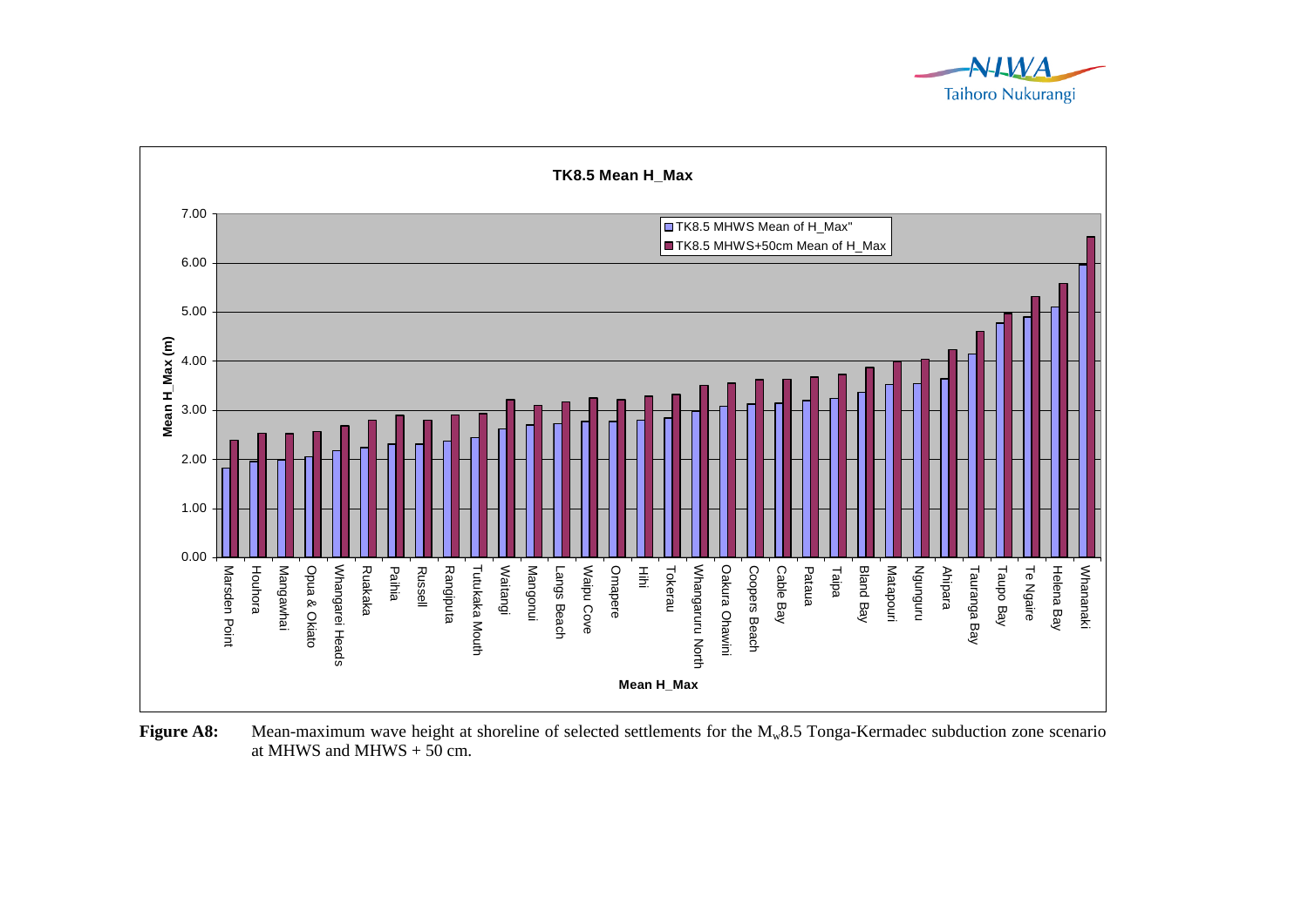**TK8.5 Mean H_Max**

- TK8.5 MHWS Mean of H_Max"
- TK8.5 MHWS+50cm Mean of H_Max

Mean H_Max (m): 0.00, 1.00, 2.00, 3.00, 4.00, 5.00, 6.00, 7.00

Mean H_Max: Marsden Point, Houhora, Mangawhai, Opua & Okiato, Whangarei Heads, Ruakaka, Paihia, Russell, Rangiputa, Tutukaka Mouth, Waitangi, Mangonui, Langs Beach, Waipu Cove, Omapere, Hihi, Tokerau, Whangaruru North, Oakura Ohawini, Coopers Beach, Cable Bay, Pataua, Taipa, Bland Bay, Matapouri, Ngunguru, Ahipara, Tauranga Bay, Taupo Bay, Te Ngaire, Helena Bay, Whananaki

**Figure A8:** Mean-maximum wave height at shoreline of selected settlements for the $M_w$8.5 Tonga-Kermadec subduction zone scenario at MHWS and MHWS + 50 cm.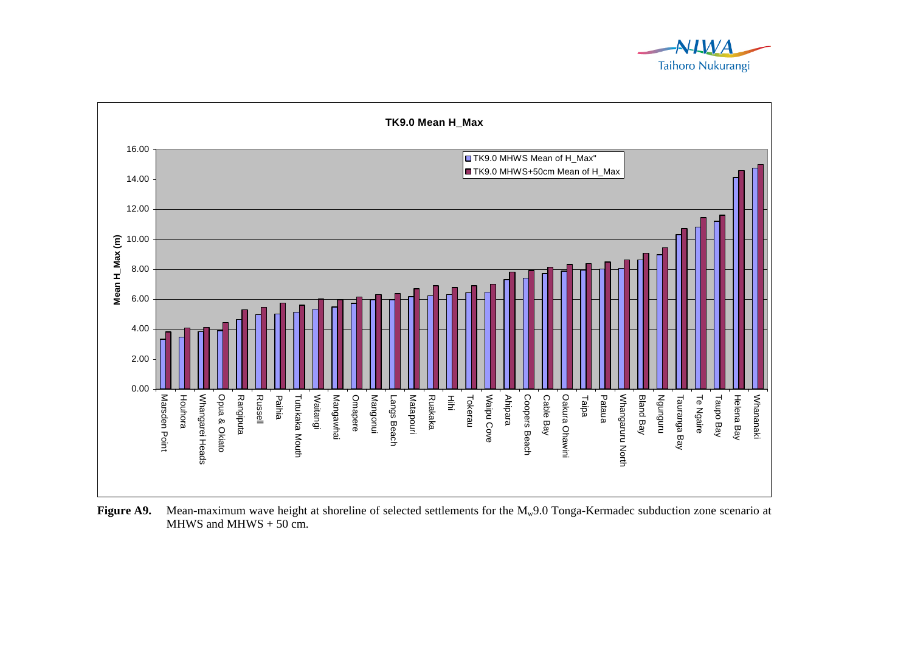**TK9.0 Mean H_Max**

**Figure A9.** Mean-maximum wave height at shoreline of selected settlements for the $M_w$9.0 Tonga-Kermadec subduction zone scenario at MHWS and MHWS + 50 cm.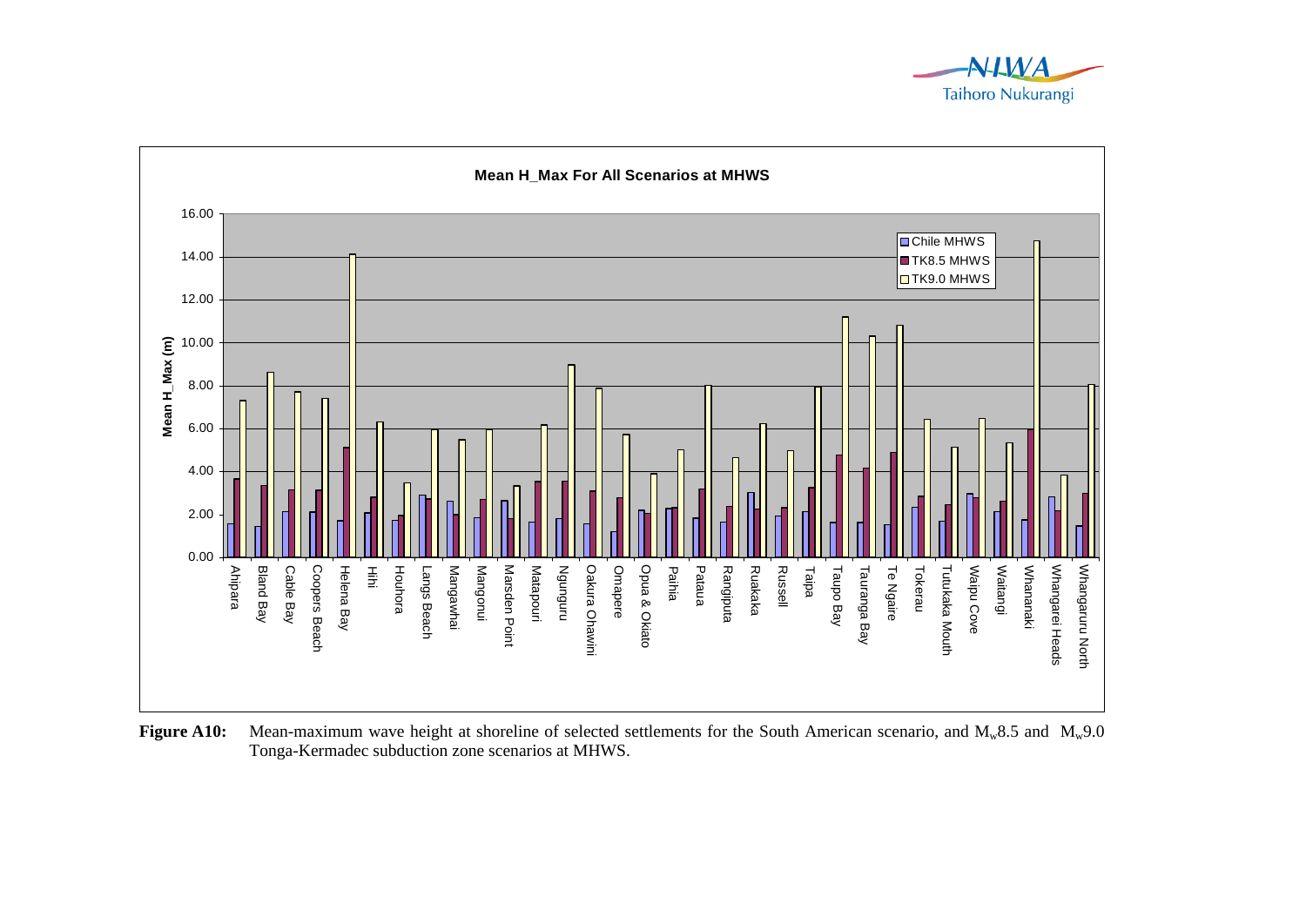**Figure A10:** Mean-maximum wave height at shoreline of selected settlements for the South American scenario, and $M_w$8.5 and $M_w$9.0 Tonga-Kermadec subduction zone scenarios at MHWS.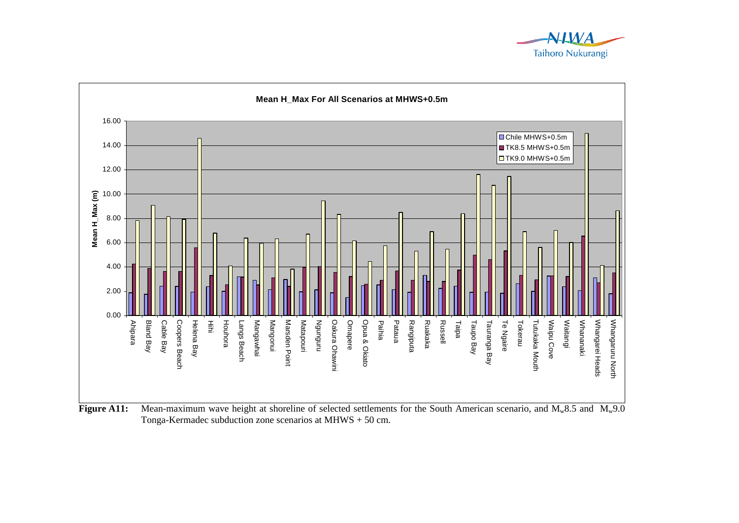NIWA
Taihoro Nukurangi

Mean H_Max For All Scenarios at MHWS+0.5m

Mean H_Max (m)

16.00
14.00
12.00
10.00
8.00
6.00
4.00
2.00
0.00

Chile MHWS+0.5m
TK8.5 MHWS+0.5m
TK9.0 MHWS+0.5m

Ahipara
Bland Bay
Cable Bay
Coopers Beach
Helena Bay
Hihi
Houhora
Langs Beach
Mangawhai
Mangonui
Marsden Point
Matapouri
Ngunguru
Oakura Ohawini
Omapere
Opua & Okiato
Paihia
Pataua
Rangiputa
Ruakaka
Russell
Taipa
Taupo Bay
Tauranga Bay
Te Ngaire
Tokerau
Tutukaka Mouth
Waipu Cove
Waitangi
Whananaki
Whangarei Heads
Whangaruru North

**Figure A11:** Mean-maximum wave height at shoreline of selected settlements for the South American scenario, and $M_w8.5$ and $M_w9.0$ Tonga-Kermadec subduction zone scenarios at MHWS + 50 cm.